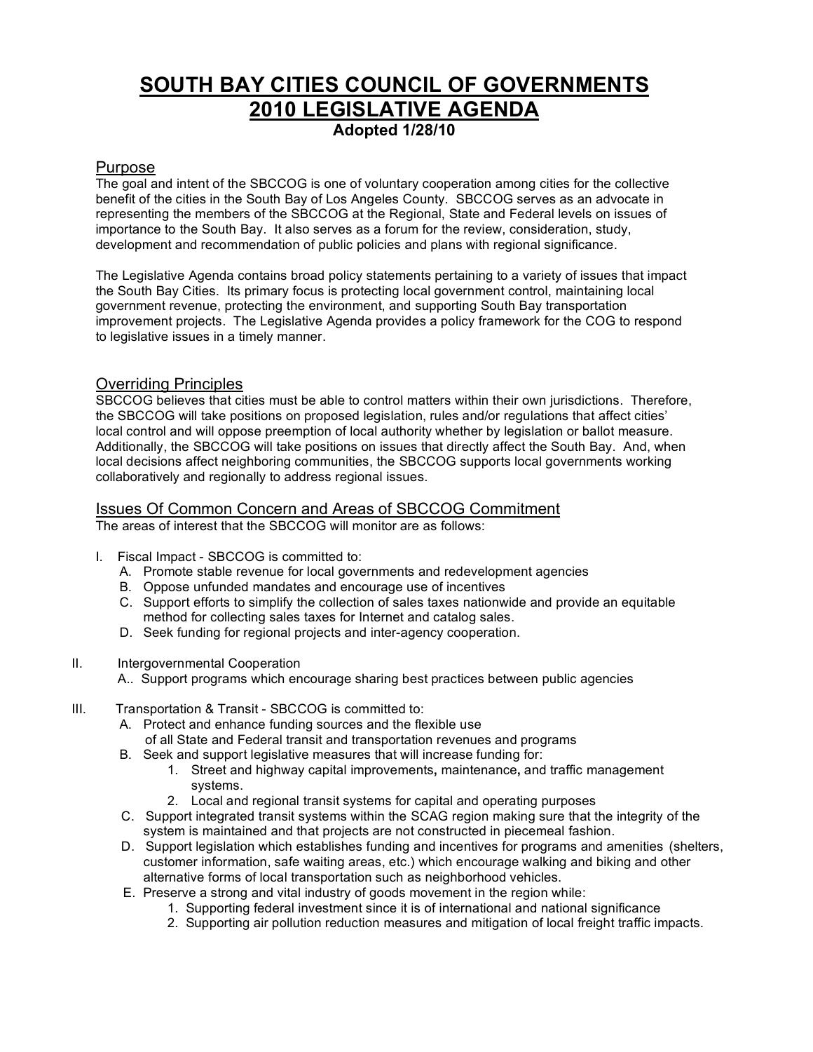# SOUTH BAY CITIES COUNCIL OF GOVERNMENTS
# 2010 LEGISLATIVE AGENDA

**Adopted 1/28/10**

## Purpose

The goal and intent of the SBCCOG is one of voluntary cooperation among cities for the collective benefit of the cities in the South Bay of Los Angeles County. SBCCOG serves as an advocate in representing the members of the SBCCOG at the Regional, State and Federal levels on issues of importance to the South Bay. It also serves as a forum for the review, consideration, study, development and recommendation of public policies and plans with regional significance.

The Legislative Agenda contains broad policy statements pertaining to a variety of issues that impact the South Bay Cities. Its primary focus is protecting local government control, maintaining local government revenue, protecting the environment, and supporting South Bay transportation improvement projects. The Legislative Agenda provides a policy framework for the COG to respond to legislative issues in a timely manner.

## Overriding Principles

SBCCOG believes that cities must be able to control matters within their own jurisdictions. Therefore, the SBCCOG will take positions on proposed legislation, rules and/or regulations that affect cities' local control and will oppose preemption of local authority whether by legislation or ballot measure. Additionally, the SBCCOG will take positions on issues that directly affect the South Bay. And, when local decisions affect neighboring communities, the SBCCOG supports local governments working collaboratively and regionally to address regional issues.

## Issues Of Common Concern and Areas of SBCCOG Commitment

The areas of interest that the SBCCOG will monitor are as follows:

I. Fiscal Impact - SBCCOG is committed to:
   - A. Promote stable revenue for local governments and redevelopment agencies
   - B. Oppose unfunded mandates and encourage use of incentives
   - C. Support efforts to simplify the collection of sales taxes nationwide and provide an equitable method for collecting sales taxes for Internet and catalog sales.
   - D. Seek funding for regional projects and inter-agency cooperation.

II. Intergovernmental Cooperation
   - A.. Support programs which encourage sharing best practices between public agencies

III. Transportation & Transit - SBCCOG is committed to:
   - A. Protect and enhance funding sources and the flexible use of all State and Federal transit and transportation revenues and programs
   - B. Seek and support legislative measures that will increase funding for:
     1. Street and highway capital improvements**,** maintenance**,** and traffic management systems.
     2. Local and regional transit systems for capital and operating purposes
   - C. Support integrated transit systems within the SCAG region making sure that the integrity of the system is maintained and that projects are not constructed in piecemeal fashion.
   - D. Support legislation which establishes funding and incentives for programs and amenities (shelters, customer information, safe waiting areas, etc.) which encourage walking and biking and other alternative forms of local transportation such as neighborhood vehicles.
   - E. Preserve a strong and vital industry of goods movement in the region while:
     1. Supporting federal investment since it is of international and national significance
     2. Supporting air pollution reduction measures and mitigation of local freight traffic impacts.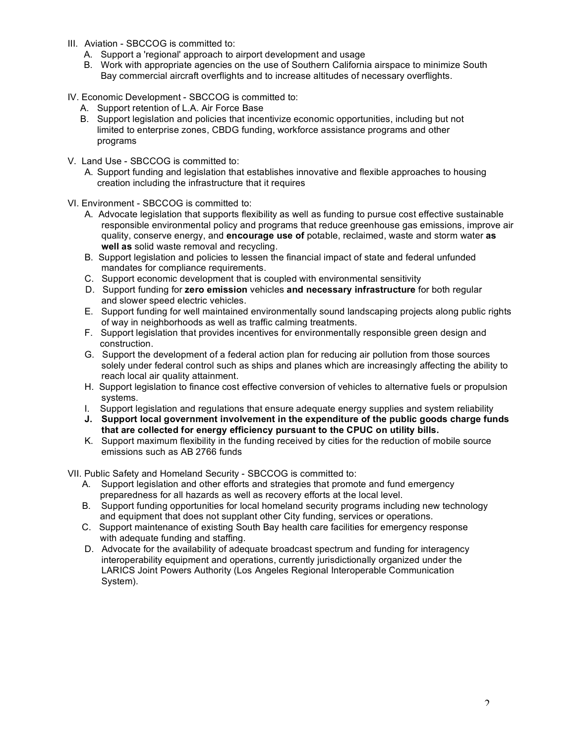III. Aviation - SBCCOG is committed to:

A. Support a 'regional' approach to airport development and usage
B. Work with appropriate agencies on the use of Southern California airspace to minimize South Bay commercial aircraft overflights and to increase altitudes of necessary overflights.

IV. Economic Development - SBCCOG is committed to:

A. Support retention of L.A. Air Force Base
B. Support legislation and policies that incentivize economic opportunities, including but not limited to enterprise zones, CBDG funding, workforce assistance programs and other programs

V. Land Use - SBCCOG is committed to:

A. Support funding and legislation that establishes innovative and flexible approaches to housing creation including the infrastructure that it requires

VI. Environment - SBCCOG is committed to:

A. Advocate legislation that supports flexibility as well as funding to pursue cost effective sustainable responsible environmental policy and programs that reduce greenhouse gas emissions, improve air quality, conserve energy, and **encourage use of** potable, reclaimed, waste and storm water **as well as** solid waste removal and recycling.
B. Support legislation and policies to lessen the financial impact of state and federal unfunded mandates for compliance requirements.
C. Support economic development that is coupled with environmental sensitivity
D. Support funding for **zero emission** vehicles **and necessary infrastructure** for both regular and slower speed electric vehicles.
E. Support funding for well maintained environmentally sound landscaping projects along public rights of way in neighborhoods as well as traffic calming treatments.
F. Support legislation that provides incentives for environmentally responsible green design and construction.
G. Support the development of a federal action plan for reducing air pollution from those sources solely under federal control such as ships and planes which are increasingly affecting the ability to reach local air quality attainment.
H. Support legislation to finance cost effective conversion of vehicles to alternative fuels or propulsion systems.
I. Support legislation and regulations that ensure adequate energy supplies and system reliability
**J. Support local government involvement in the expenditure of the public goods charge funds that are collected for energy efficiency pursuant to the CPUC on utility bills.**
K. Support maximum flexibility in the funding received by cities for the reduction of mobile source emissions such as AB 2766 funds

VII. Public Safety and Homeland Security - SBCCOG is committed to:

A. Support legislation and other efforts and strategies that promote and fund emergency preparedness for all hazards as well as recovery efforts at the local level.
B. Support funding opportunities for local homeland security programs including new technology and equipment that does not supplant other City funding, services or operations.
C. Support maintenance of existing South Bay health care facilities for emergency response with adequate funding and staffing.
D. Advocate for the availability of adequate broadcast spectrum and funding for interagency interoperability equipment and operations, currently jurisdictionally organized under the LARICS Joint Powers Authority (Los Angeles Regional Interoperable Communication System).